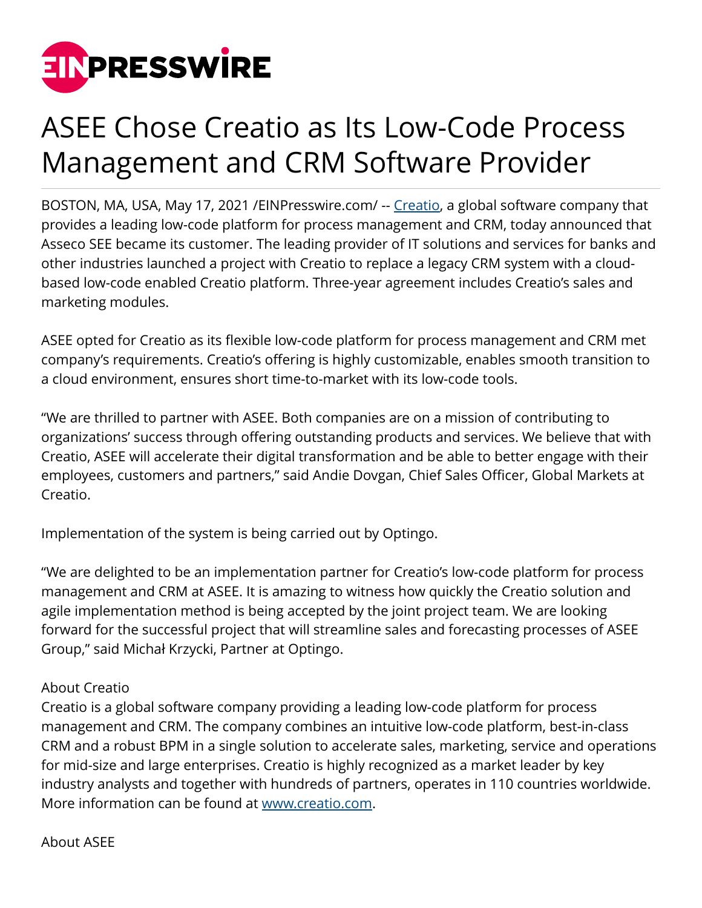# ASEE Chose Creatio as Its Low-Code Process Management and CRM Software Provider

BOSTON, MA, USA, May 17, 2021 /EINPresswire.com/ -- [Creatio](https://www.creatio.com), a global software company that provides a leading low-code platform for process management and CRM, today announced that Asseco SEE became its customer. The leading provider of IT solutions and services for banks and other industries launched a project with Creatio to replace a legacy CRM system with a cloud-based low-code enabled Creatio platform. Three-year agreement includes Creatio's sales and marketing modules.

ASEE opted for Creatio as its flexible low-code platform for process management and CRM met company's requirements. Creatio's offering is highly customizable, enables smooth transition to a cloud environment, ensures short time-to-market with its low-code tools.

"We are thrilled to partner with ASEE. Both companies are on a mission of contributing to organizations' success through offering outstanding products and services. We believe that with Creatio, ASEE will accelerate their digital transformation and be able to better engage with their employees, customers and partners," said Andie Dovgan, Chief Sales Officer, Global Markets at Creatio.

Implementation of the system is being carried out by Optingo.

"We are delighted to be an implementation partner for Creatio's low-code platform for process management and CRM at ASEE. It is amazing to witness how quickly the Creatio solution and agile implementation method is being accepted by the joint project team. We are looking forward for the successful project that will streamline sales and forecasting processes of ASEE Group," said Michał Krzycki, Partner at Optingo.

About Creatio
Creatio is a global software company providing a leading low-code platform for process management and CRM. The company combines an intuitive low-code platform, best-in-class CRM and a robust BPM in a single solution to accelerate sales, marketing, service and operations for mid-size and large enterprises. Creatio is highly recognized as a market leader by key industry analysts and together with hundreds of partners, operates in 110 countries worldwide. More information can be found at [www.creatio.com](https://www.creatio.com).

About ASEE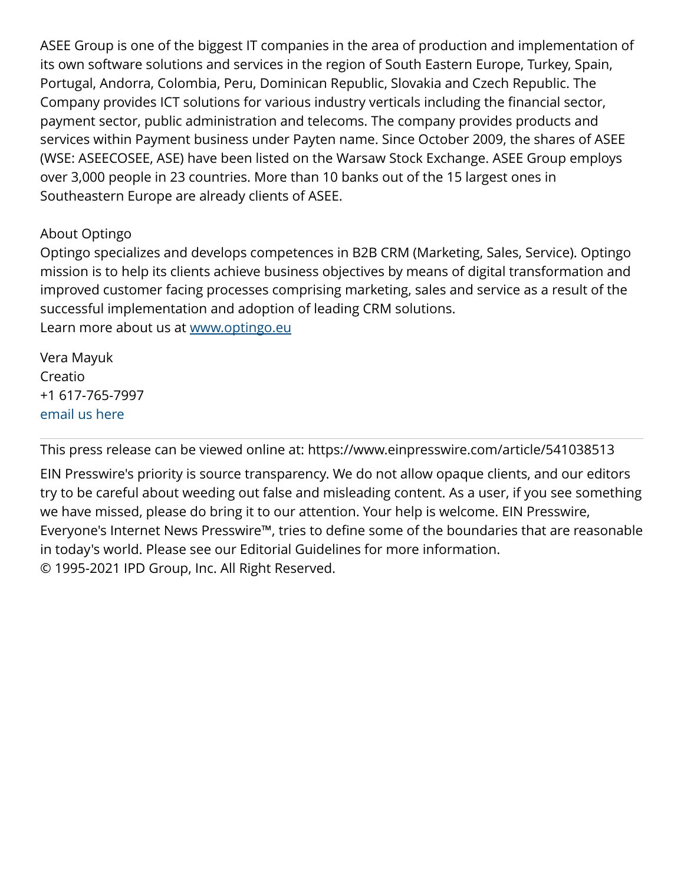ASEE Group is one of the biggest IT companies in the area of production and implementation of its own software solutions and services in the region of South Eastern Europe, Turkey, Spain, Portugal, Andorra, Colombia, Peru, Dominican Republic, Slovakia and Czech Republic. The Company provides ICT solutions for various industry verticals including the financial sector, payment sector, public administration and telecoms. The company provides products and services within Payment business under Payten name. Since October 2009, the shares of ASEE (WSE: ASEECOSEE, ASE) have been listed on the Warsaw Stock Exchange. ASEE Group employs over 3,000 people in 23 countries. More than 10 banks out of the 15 largest ones in Southeastern Europe are already clients of ASEE.

About Optingo
Optingo specializes and develops competences in B2B CRM (Marketing, Sales, Service). Optingo mission is to help its clients achieve business objectives by means of digital transformation and improved customer facing processes comprising marketing, sales and service as a result of the successful implementation and adoption of leading CRM solutions.
Learn more about us at [www.optingo.eu](http://www.optingo.eu)

Vera Mayuk
Creatio
+1 617-765-7997
email us here

---

This press release can be viewed online at: https://www.einpresswire.com/article/541038513

EIN Presswire's priority is source transparency. We do not allow opaque clients, and our editors try to be careful about weeding out false and misleading content. As a user, if you see something we have missed, please do bring it to our attention. Your help is welcome. EIN Presswire, Everyone's Internet News Presswire™, tries to define some of the boundaries that are reasonable in today's world. Please see our Editorial Guidelines for more information.
© 1995-2021 IPD Group, Inc. All Right Reserved.